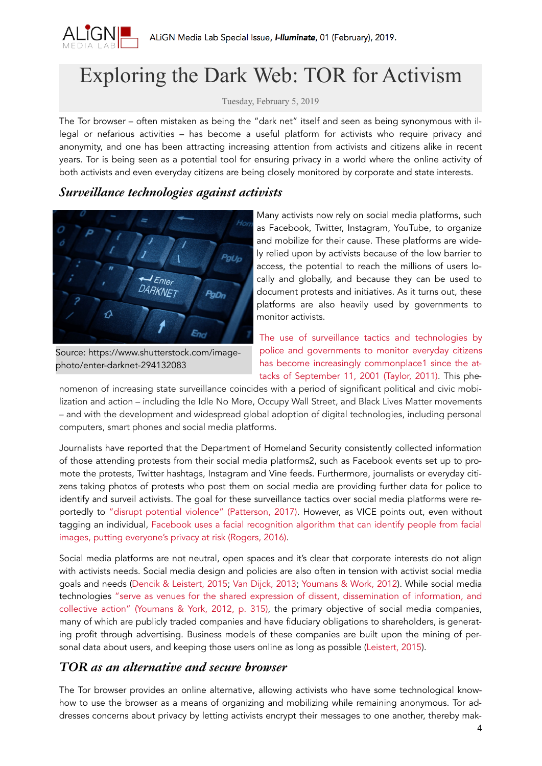# Exploring the Dark Web: TOR for Activism

Tuesday, February 5, 2019

The Tor browser – often mistaken as being the "dark net" itself and seen as being synonymous with illegal or nefarious activities – has become a useful platform for activists who require privacy and anonymity, and one has been attracting increasing attention from activists and citizens alike in recent years. Tor is being seen as a potential tool for ensuring privacy in a world where the online activity of both activists and even everyday citizens are being closely monitored by corporate and state interests.

## *Surveillance technologies against activists*

Source: https://www.shutterstock.com/image-photo/enter-darknet-294132083

Many activists now rely on social media platforms, such as Facebook, Twitter, Instagram, YouTube, to organize and mobilize for their cause. These platforms are widely relied upon by activists because of the low barrier to access, the potential to reach the millions of users locally and globally, and because they can be used to document protests and initiatives. As it turns out, these platforms are also heavily used by governments to monitor activists.

The use of surveillance tactics and technologies by police and governments to monitor everyday citizens has become increasingly commonplace1 since the attacks of September 11, 2001 (Taylor, 2011). This phenomenon of increasing state surveillance coincides with a period of significant political and civic mobilization and action – including the Idle No More, Occupy Wall Street, and Black Lives Matter movements – and with the development and widespread global adoption of digital technologies, including personal computers, smart phones and social media platforms.

Journalists have reported that the Department of Homeland Security consistently collected information of those attending protests from their social media platforms2, such as Facebook events set up to promote the protests, Twitter hashtags, Instagram and Vine feeds. Furthermore, journalists or everyday citizens taking photos of protests who post them on social media are providing further data for police to identify and surveil activists. The goal for these surveillance tactics over social media platforms were reportedly to "disrupt potential violence" (Patterson, 2017). However, as VICE points out, even without tagging an individual, Facebook uses a facial recognition algorithm that can identify people from facial images, putting everyone's privacy at risk (Rogers, 2016).

Social media platforms are not neutral, open spaces and it's clear that corporate interests do not align with activists needs. Social media design and policies are also often in tension with activist social media goals and needs (Dencik & Leistert, 2015; Van Dijck, 2013; Youmans & Work, 2012). While social media technologies "serve as venues for the shared expression of dissent, dissemination of information, and collective action" (Youmans & York, 2012, p. 315), the primary objective of social media companies, many of which are publicly traded companies and have fiduciary obligations to shareholders, is generating profit through advertising. Business models of these companies are built upon the mining of personal data about users, and keeping those users online as long as possible (Leistert, 2015).

## *TOR as an alternative and secure browser*

The Tor browser provides an online alternative, allowing activists who have some technological know-how to use the browser as a means of organizing and mobilizing while remaining anonymous. Tor addresses concerns about privacy by letting activists encrypt their messages to one another, thereby mak-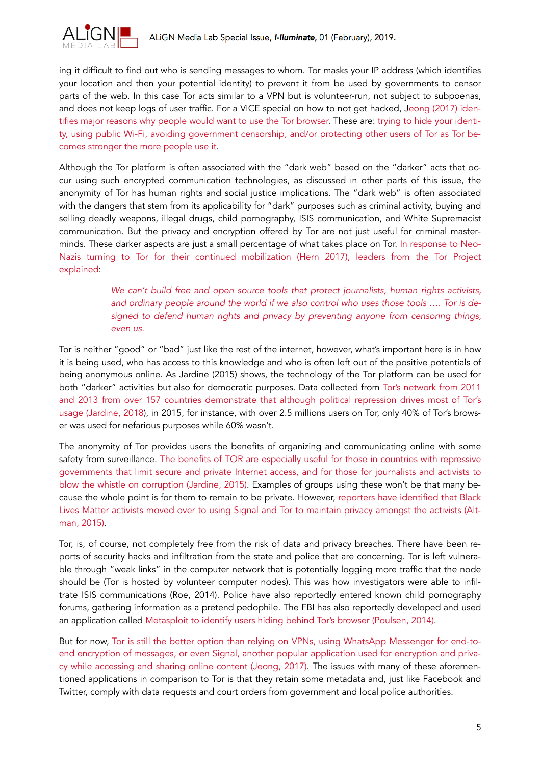ing it difficult to find out who is sending messages to whom. Tor masks your IP address (which identifies your location and then your potential identity) to prevent it from be used by governments to censor parts of the web. In this case Tor acts similar to a VPN but is volunteer-run, not subject to subpoenas, and does not keep logs of user traffic. For a VICE special on how to not get hacked, Jeong (2017) identifies major reasons why people would want to use the Tor browser. These are: trying to hide your identity, using public Wi-Fi, avoiding government censorship, and/or protecting other users of Tor as Tor becomes stronger the more people use it.

Although the Tor platform is often associated with the "dark web" based on the "darker" acts that occur using such encrypted communication technologies, as discussed in other parts of this issue, the anonymity of Tor has human rights and social justice implications. The "dark web" is often associated with the dangers that stem from its applicability for "dark" purposes such as criminal activity, buying and selling deadly weapons, illegal drugs, child pornography, ISIS communication, and White Supremacist communication. But the privacy and encryption offered by Tor are not just useful for criminal masterminds. These darker aspects are just a small percentage of what takes place on Tor. In response to Neo-Nazis turning to Tor for their continued mobilization (Hern 2017), leaders from the Tor Project explained:

> *We can't build free and open source tools that protect journalists, human rights activists, and ordinary people around the world if we also control who uses those tools …. Tor is designed to defend human rights and privacy by preventing anyone from censoring things, even us.*

Tor is neither "good" or "bad" just like the rest of the internet, however, what's important here is in how it is being used, who has access to this knowledge and who is often left out of the positive potentials of being anonymous online. As Jardine (2015) shows, the technology of the Tor platform can be used for both "darker" activities but also for democratic purposes. Data collected from Tor's network from 2011 and 2013 from over 157 countries demonstrate that although political repression drives most of Tor's usage (Jardine, 2018), in 2015, for instance, with over 2.5 millions users on Tor, only 40% of Tor's browser was used for nefarious purposes while 60% wasn't.

The anonymity of Tor provides users the benefits of organizing and communicating online with some safety from surveillance. The benefits of TOR are especially useful for those in countries with repressive governments that limit secure and private Internet access, and for those for journalists and activists to blow the whistle on corruption (Jardine, 2015). Examples of groups using these won't be that many because the whole point is for them to remain to be private. However, reporters have identified that Black Lives Matter activists moved over to using Signal and Tor to maintain privacy amongst the activists (Altman, 2015).

Tor, is, of course, not completely free from the risk of data and privacy breaches. There have been reports of security hacks and infiltration from the state and police that are concerning. Tor is left vulnerable through "weak links" in the computer network that is potentially logging more traffic that the node should be (Tor is hosted by volunteer computer nodes). This was how investigators were able to infiltrate ISIS communications (Roe, 2014). Police have also reportedly entered known child pornography forums, gathering information as a pretend pedophile. The FBI has also reportedly developed and used an application called Metasploit to identify users hiding behind Tor's browser (Poulsen, 2014).

But for now, Tor is still the better option than relying on VPNs, using WhatsApp Messenger for end-to-end encryption of messages, or even Signal, another popular application used for encryption and privacy while accessing and sharing online content (Jeong, 2017). The issues with many of these aforementioned applications in comparison to Tor is that they retain some metadata and, just like Facebook and Twitter, comply with data requests and court orders from government and local police authorities.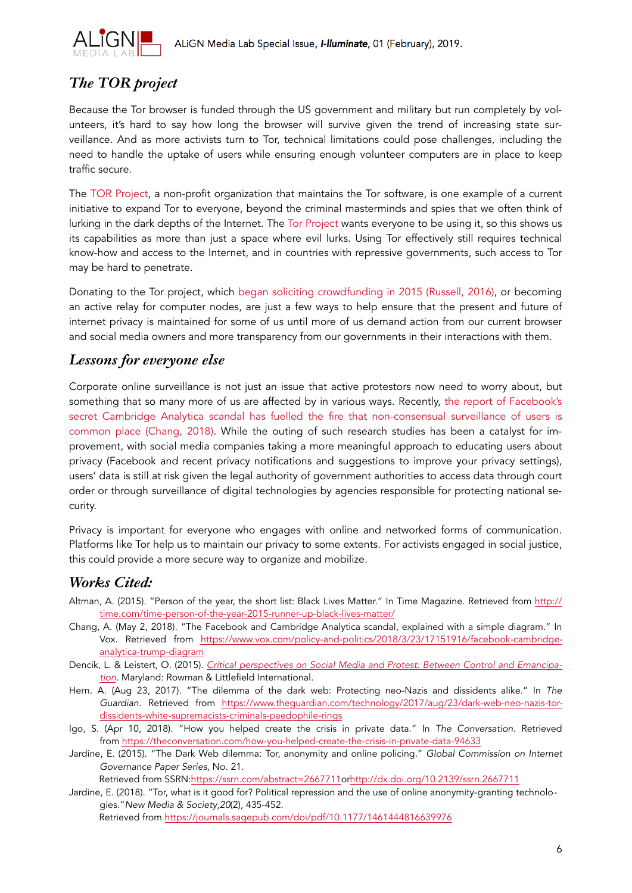## *The TOR project*

Because the Tor browser is funded through the US government and military but run completely by volunteers, it's hard to say how long the browser will survive given the trend of increasing state surveillance. And as more activists turn to Tor, technical limitations could pose challenges, including the need to handle the uptake of users while ensuring enough volunteer computers are in place to keep traffic secure.

The TOR Project, a non-profit organization that maintains the Tor software, is one example of a current initiative to expand Tor to everyone, beyond the criminal masterminds and spies that we often think of lurking in the dark depths of the Internet. The Tor Project wants everyone to be using it, so this shows us its capabilities as more than just a space where evil lurks. Using Tor effectively still requires technical know-how and access to the Internet, and in countries with repressive governments, such access to Tor may be hard to penetrate.

Donating to the Tor project, which began soliciting crowdfunding in 2015 (Russell, 2016), or becoming an active relay for computer nodes, are just a few ways to help ensure that the present and future of internet privacy is maintained for some of us until more of us demand action from our current browser and social media owners and more transparency from our governments in their interactions with them.

## *Lessons for everyone else*

Corporate online surveillance is not just an issue that active protestors now need to worry about, but something that so many more of us are affected by in various ways. Recently, the report of Facebook's secret Cambridge Analytica scandal has fuelled the fire that non-consensual surveillance of users is common place (Chang, 2018). While the outing of such research studies has been a catalyst for improvement, with social media companies taking a more meaningful approach to educating users about privacy (Facebook and recent privacy notifications and suggestions to improve your privacy settings), users' data is still at risk given the legal authority of government authorities to access data through court order or through surveillance of digital technologies by agencies responsible for protecting national security.

Privacy is important for everyone who engages with online and networked forms of communication. Platforms like Tor help us to maintain our privacy to some extents. For activists engaged in social justice, this could provide a more secure way to organize and mobilize.

## *Works Cited:*

Altman, A. (2015). "Person of the year, the short list: Black Lives Matter." In Time Magazine. Retrieved from http://time.com/time-person-of-the-year-2015-runner-up-black-lives-matter/

Chang, A. (May 2, 2018). "The Facebook and Cambridge Analytica scandal, explained with a simple diagram." In Vox. Retrieved from https://www.vox.com/policy-and-politics/2018/3/23/17151916/facebook-cambridge-analytica-trump-diagram

Dencik, L. & Leistert, O. (2015). *Critical perspectives on Social Media and Protest: Between Control and Emancipation*. Maryland: Rowman & Littlefield International.

Hern. A. (Aug 23, 2017). "The dilemma of the dark web: Protecting neo-Nazis and dissidents alike." In *The Guardian*. Retrieved from https://www.theguardian.com/technology/2017/aug/23/dark-web-neo-nazis-tor-dissidents-white-supremacists-criminals-paedophile-rings

Igo, S. (Apr 10, 2018). "How you helped create the crisis in private data." In *The Conversation*. Retrieved from https://theconversation.com/how-you-helped-create-the-crisis-in-private-data-94633

Jardine, E. (2015). "The Dark Web dilemma: Tor, anonymity and online policing." *Global Commission on Internet Governance Paper Series*, No. 21.
Retrieved from SSRN:https://ssrn.com/abstract=2667711orhttp://dx.doi.org/10.2139/ssrn.2667711

Jardine, E. (2018). "Tor, what is it good for? Political repression and the use of online anonymity-granting technologies."*New Media & Society*,*20*(2), 435-452.
Retrieved from https://journals.sagepub.com/doi/pdf/10.1177/1461444816639976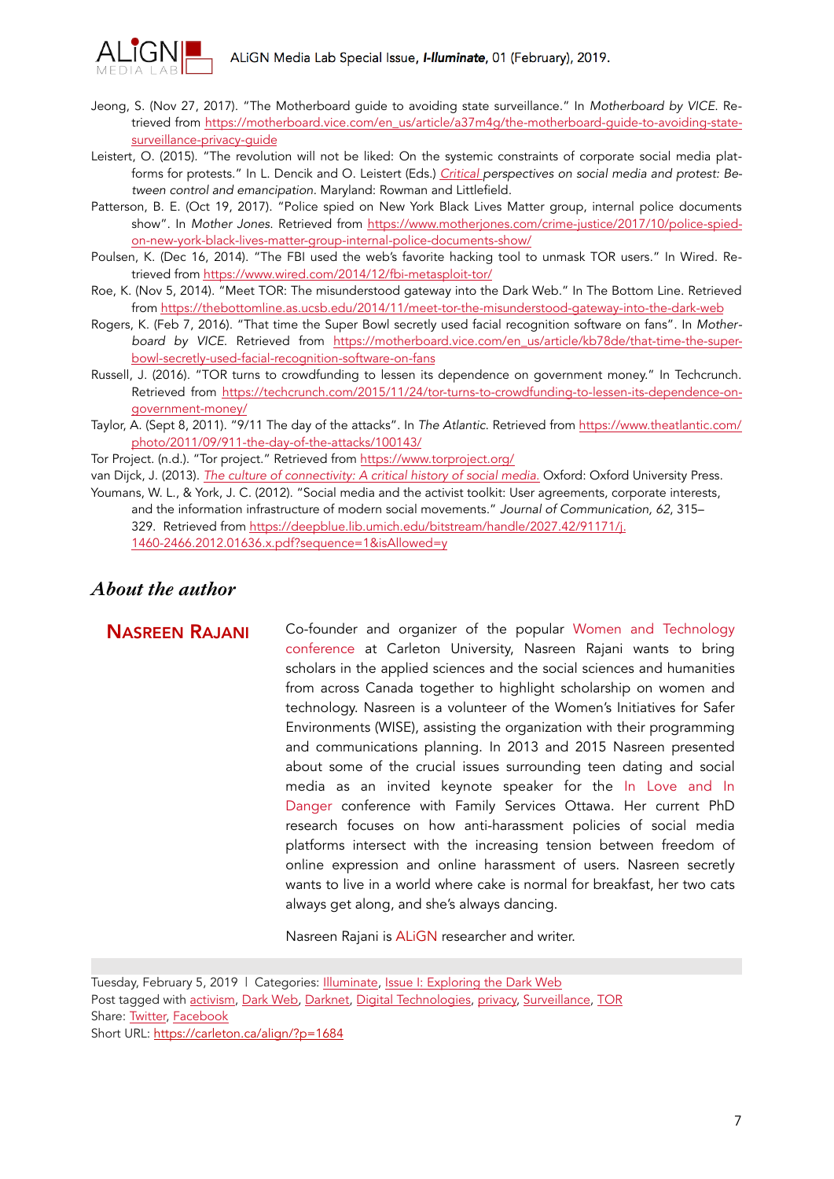Jeong, S. (Nov 27, 2017). "The Motherboard guide to avoiding state surveillance." In *Motherboard by VICE*. Retrieved from https://motherboard.vice.com/en_us/article/a37m4g/the-motherboard-guide-to-avoiding-state-surveillance-privacy-guide

Leistert, O. (2015). "The revolution will not be liked: On the systemic constraints of corporate social media platforms for protests." In L. Dencik and O. Leistert (Eds.) *Critical perspectives on social media and protest: Between control and emancipation*. Maryland: Rowman and Littlefield.

Patterson, B. E. (Oct 19, 2017). "Police spied on New York Black Lives Matter group, internal police documents show". In *Mother Jones*. Retrieved from https://www.motherjones.com/crime-justice/2017/10/police-spied-on-new-york-black-lives-matter-group-internal-police-documents-show/

Poulsen, K. (Dec 16, 2014). "The FBI used the web's favorite hacking tool to unmask TOR users." In Wired. Retrieved from https://www.wired.com/2014/12/fbi-metasploit-tor/

Roe, K. (Nov 5, 2014). "Meet TOR: The misunderstood gateway into the Dark Web." In The Bottom Line. Retrieved from https://thebottomline.as.ucsb.edu/2014/11/meet-tor-the-misunderstood-gateway-into-the-dark-web

Rogers, K. (Feb 7, 2016). "That time the Super Bowl secretly used facial recognition software on fans". In *Motherboard by VICE*. Retrieved from https://motherboard.vice.com/en_us/article/kb78de/that-time-the-super-bowl-secretly-used-facial-recognition-software-on-fans

Russell, J. (2016). "TOR turns to crowdfunding to lessen its dependence on government money." In Techcrunch. Retrieved from https://techcrunch.com/2015/11/24/tor-turns-to-crowdfunding-to-lessen-its-dependence-on-government-money/

Taylor, A. (Sept 8, 2011). "9/11 The day of the attacks". In *The Atlantic*. Retrieved from https://www.theatlantic.com/photo/2011/09/911-the-day-of-the-attacks/100143/

Tor Project. (n.d.). "Tor project." Retrieved from https://www.torproject.org/

van Dijck, J. (2013). *The culture of connectivity: A critical history of social media.* Oxford: Oxford University Press.

Youmans, W. L., & York, J. C. (2012). "Social media and the activist toolkit: User agreements, corporate interests, and the information infrastructure of modern social movements." *Journal of Communication, 62*, 315–329. Retrieved from https://deepblue.lib.umich.edu/bitstream/handle/2027.42/91171/j.1460-2466.2012.01636.x.pdf?sequence=1&isAllowed=y

## *About the author*

**NASREEN RAJANI**

Co-founder and organizer of the popular Women and Technology conference at Carleton University, Nasreen Rajani wants to bring scholars in the applied sciences and the social sciences and humanities from across Canada together to highlight scholarship on women and technology. Nasreen is a volunteer of the Women's Initiatives for Safer Environments (WISE), assisting the organization with their programming and communications planning. In 2013 and 2015 Nasreen presented about some of the crucial issues surrounding teen dating and social media as an invited keynote speaker for the In Love and In Danger conference with Family Services Ottawa. Her current PhD research focuses on how anti-harassment policies of social media platforms intersect with the increasing tension between freedom of online expression and online harassment of users. Nasreen secretly wants to live in a world where cake is normal for breakfast, her two cats always get along, and she's always dancing.

Nasreen Rajani is ALiGN researcher and writer.

Tuesday, February 5, 2019 | Categories: Illuminate, Issue I: Exploring the Dark Web
Post tagged with activism, Dark Web, Darknet, Digital Technologies, privacy, Surveillance, TOR
Share: Twitter, Facebook
Short URL: https://carleton.ca/align/?p=1684